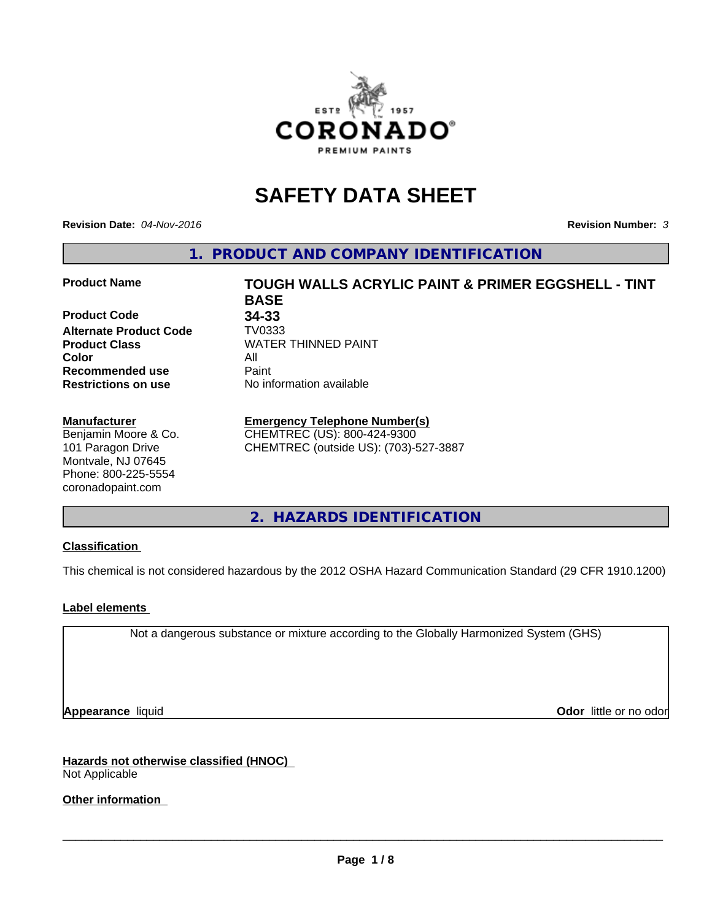# SAFETY DATA SHEET

**Revision Date:** *04-Nov-2016*

**Revision Number:** *3*

## 1. PRODUCT AND COMPANY IDENTIFICATION

| | |
|---|---|
| **Product Name** | **TOUGH WALLS ACRYLIC PAINT & PRIMER EGGSHELL - TINT BASE** |
| **Product Code** | **34-33** |
| **Alternate Product Code** | TV0333 |
| **Product Class** | WATER THINNED PAINT |
| **Color** | All |
| **Recommended use** | Paint |
| **Restrictions on use** | No information available |

**Manufacturer**
Benjamin Moore & Co.
101 Paragon Drive
Montvale, NJ 07645
Phone: 800-225-5554
coronadopaint.com

**Emergency Telephone Number(s)**
CHEMTREC (US): 800-424-9300
CHEMTREC (outside US): (703)-527-3887

## 2. HAZARDS IDENTIFICATION

### Classification

This chemical is not considered hazardous by the 2012 OSHA Hazard Communication Standard (29 CFR 1910.1200)

### Label elements

Not a dangerous substance or mixture according to the Globally Harmonized System (GHS)

**Appearance** liquid

**Odor** little or no odor

### Hazards not otherwise classified (HNOC)

Not Applicable

### Other information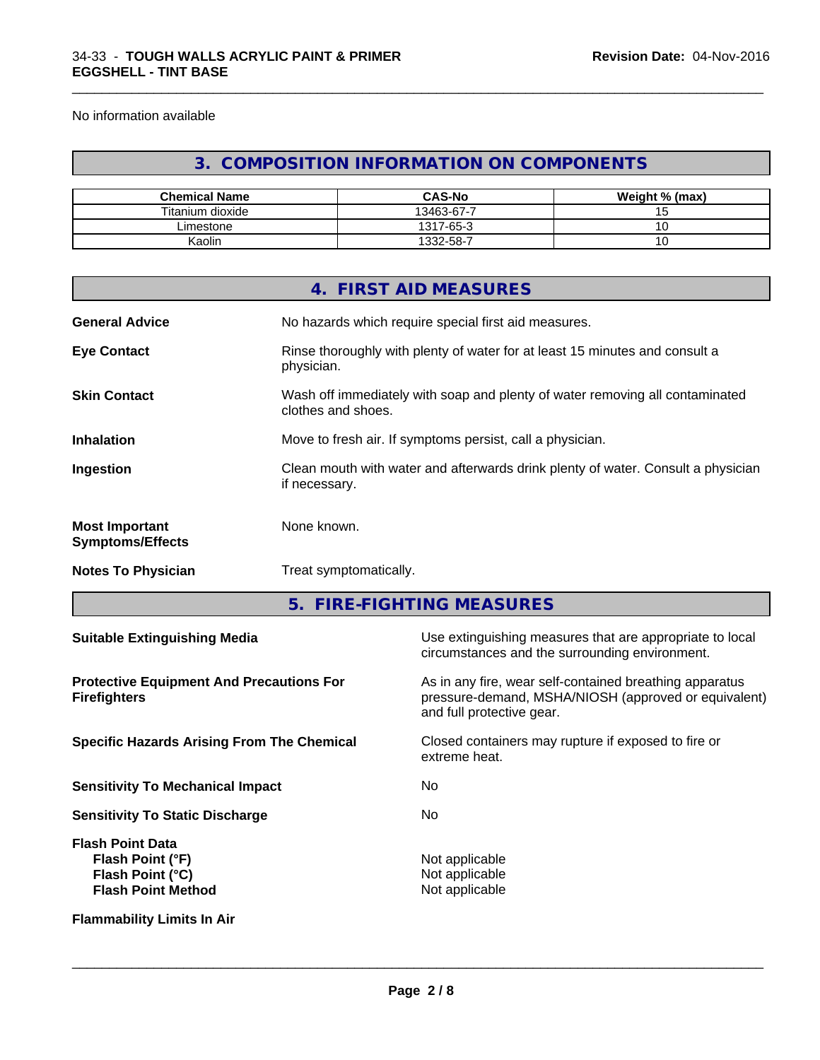No information available

## 3. COMPOSITION INFORMATION ON COMPONENTS

| Chemical Name | CAS-No | Weight % (max) |
| --- | --- | --- |
| Titanium dioxide | 13463-67-7 | 15 |
| Limestone | 1317-65-3 | 10 |
| Kaolin | 1332-58-7 | 10 |

## 4. FIRST AID MEASURES

**General Advice** No hazards which require special first aid measures.

**Eye Contact** Rinse thoroughly with plenty of water for at least 15 minutes and consult a physician.

**Skin Contact** Wash off immediately with soap and plenty of water removing all contaminated clothes and shoes.

**Inhalation** Move to fresh air. If symptoms persist, call a physician.

**Ingestion** Clean mouth with water and afterwards drink plenty of water. Consult a physician if necessary.

**Most Important Symptoms/Effects** None known.

**Notes To Physician** Treat symptomatically.

## 5. FIRE-FIGHTING MEASURES

**Suitable Extinguishing Media** Use extinguishing measures that are appropriate to local circumstances and the surrounding environment.

**Protective Equipment And Precautions For Firefighters** As in any fire, wear self-contained breathing apparatus pressure-demand, MSHA/NIOSH (approved or equivalent) and full protective gear.

**Specific Hazards Arising From The Chemical** Closed containers may rupture if exposed to fire or extreme heat.

**Sensitivity To Mechanical Impact** No

**Sensitivity To Static Discharge** No

**Flash Point Data**
- **Flash Point (°F)** Not applicable
- **Flash Point (°C)** Not applicable
- **Flash Point Method** Not applicable

**Flammability Limits In Air**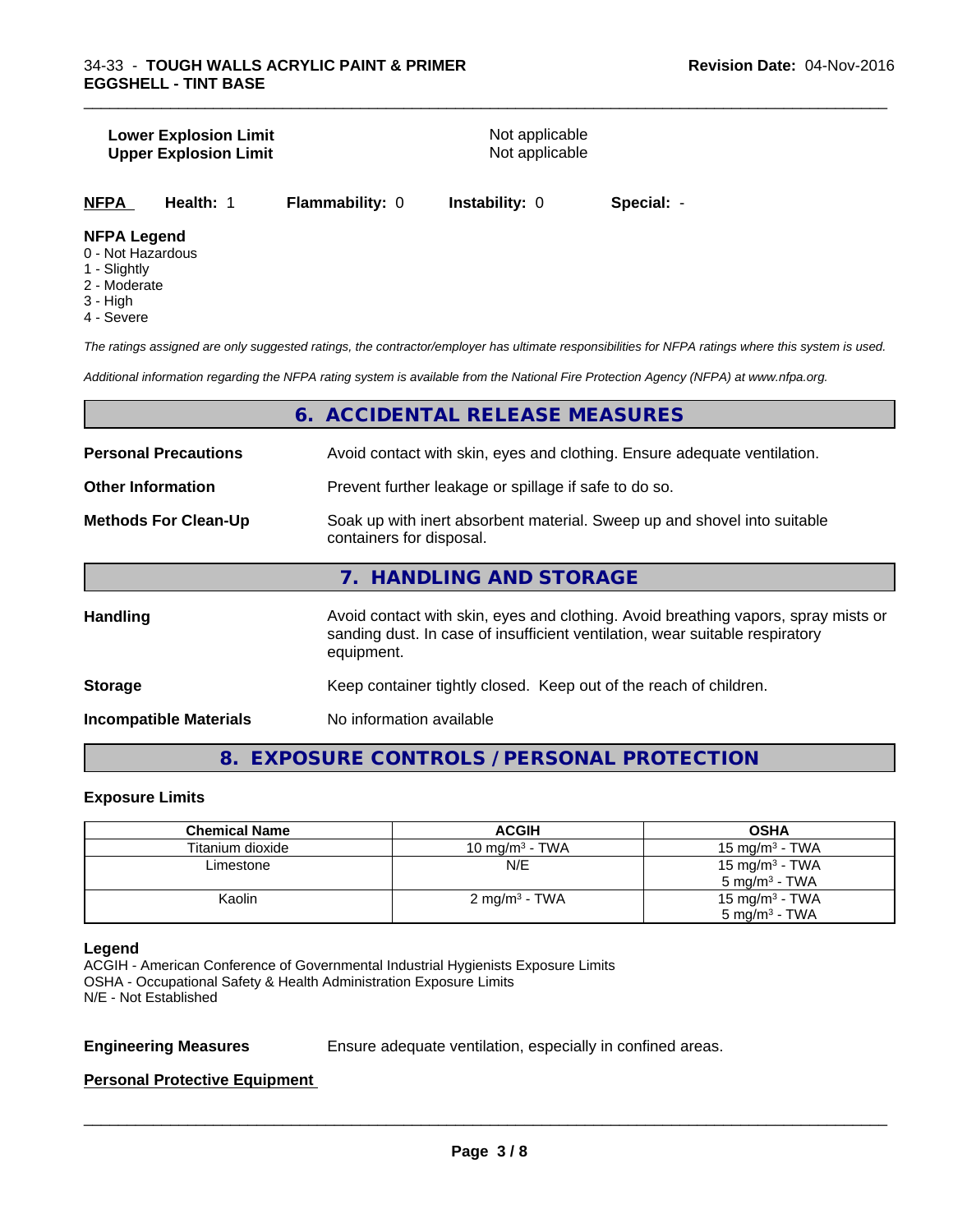**Lower Explosion Limit** Not applicable
**Upper Explosion Limit** Not applicable

**NFPA** **Health:** 1 **Flammability:** 0 **Instability:** 0 **Special:** -

**NFPA Legend**
0 - Not Hazardous
1 - Slightly
2 - Moderate
3 - High
4 - Severe

*The ratings assigned are only suggested ratings, the contractor/employer has ultimate responsibilities for NFPA ratings where this system is used.*

*Additional information regarding the NFPA rating system is available from the National Fire Protection Agency (NFPA) at www.nfpa.org.*

## 6. ACCIDENTAL RELEASE MEASURES

**Personal Precautions** Avoid contact with skin, eyes and clothing. Ensure adequate ventilation.

**Other Information** Prevent further leakage or spillage if safe to do so.

**Methods For Clean-Up** Soak up with inert absorbent material. Sweep up and shovel into suitable containers for disposal.

## 7. HANDLING AND STORAGE

**Handling** Avoid contact with skin, eyes and clothing. Avoid breathing vapors, spray mists or sanding dust. In case of insufficient ventilation, wear suitable respiratory equipment.

**Storage** Keep container tightly closed. Keep out of the reach of children.

**Incompatible Materials** No information available

## 8. EXPOSURE CONTROLS / PERSONAL PROTECTION

### Exposure Limits

| Chemical Name | ACGIH | OSHA |
|---|---|---|
| Titanium dioxide | 10 mg/m$^3$ - TWA | 15 mg/m$^3$ - TWA |
| Limestone | N/E | 15 mg/m$^3$ - TWA<br>5 mg/m$^3$ - TWA |
| Kaolin | 2 mg/m$^3$ - TWA | 15 mg/m$^3$ - TWA<br>5 mg/m$^3$ - TWA |

**Legend**
ACGIH - American Conference of Governmental Industrial Hygienists Exposure Limits
OSHA - Occupational Safety & Health Administration Exposure Limits
N/E - Not Established

**Engineering Measures** Ensure adequate ventilation, especially in confined areas.

**Personal Protective Equipment**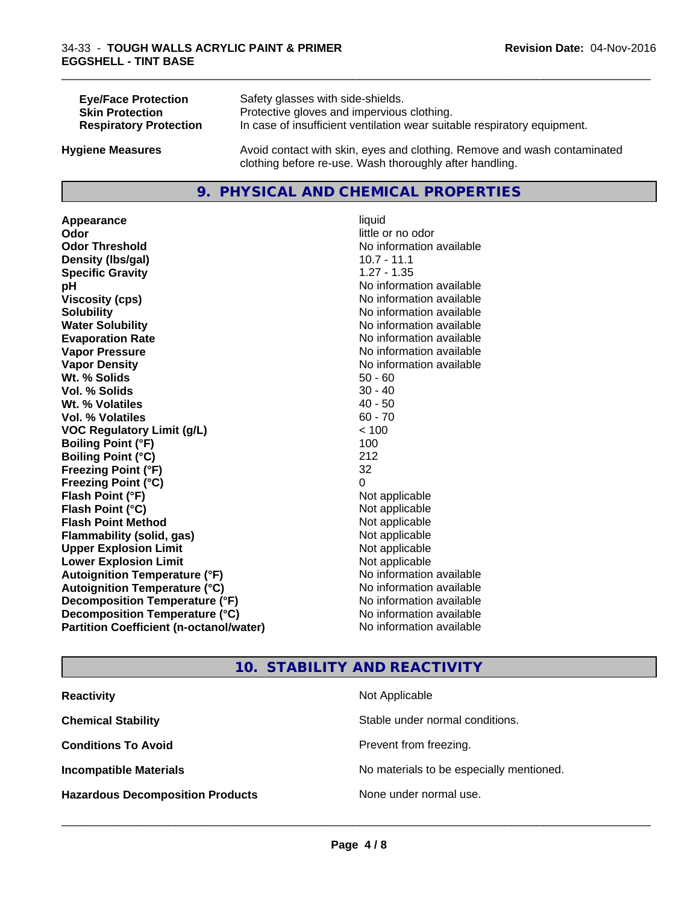| | |
|---|---|
| **Eye/Face Protection** | Safety glasses with side-shields. |
| **Skin Protection** | Protective gloves and impervious clothing. |
| **Respiratory Protection** | In case of insufficient ventilation wear suitable respiratory equipment. |

**Hygiene Measures** Avoid contact with skin, eyes and clothing. Remove and wash contaminated clothing before re-use. Wash thoroughly after handling.

## 9. PHYSICAL AND CHEMICAL PROPERTIES

| | |
|---|---|
| **Appearance** | liquid |
| **Odor** | little or no odor |
| **Odor Threshold** | No information available |
| **Density (lbs/gal)** | 10.7 - 11.1 |
| **Specific Gravity** | 1.27 - 1.35 |
| **pH** | No information available |
| **Viscosity (cps)** | No information available |
| **Solubility** | No information available |
| **Water Solubility** | No information available |
| **Evaporation Rate** | No information available |
| **Vapor Pressure** | No information available |
| **Vapor Density** | No information available |
| **Wt. % Solids** | 50 - 60 |
| **Vol. % Solids** | 30 - 40 |
| **Wt. % Volatiles** | 40 - 50 |
| **Vol. % Volatiles** | 60 - 70 |
| **VOC Regulatory Limit (g/L)** | < 100 |
| **Boiling Point (°F)** | 100 |
| **Boiling Point (°C)** | 212 |
| **Freezing Point (°F)** | 32 |
| **Freezing Point (°C)** | 0 |
| **Flash Point (°F)** | Not applicable |
| **Flash Point (°C)** | Not applicable |
| **Flash Point Method** | Not applicable |
| **Flammability (solid, gas)** | Not applicable |
| **Upper Explosion Limit** | Not applicable |
| **Lower Explosion Limit** | Not applicable |
| **Autoignition Temperature (°F)** | No information available |
| **Autoignition Temperature (°C)** | No information available |
| **Decomposition Temperature (°F)** | No information available |
| **Decomposition Temperature (°C)** | No information available |
| **Partition Coefficient (n-octanol/water)** | No information available |

## 10. STABILITY AND REACTIVITY

| | |
|---|---|
| **Reactivity** | Not Applicable |
| **Chemical Stability** | Stable under normal conditions. |
| **Conditions To Avoid** | Prevent from freezing. |
| **Incompatible Materials** | No materials to be especially mentioned. |
| **Hazardous Decomposition Products** | None under normal use. |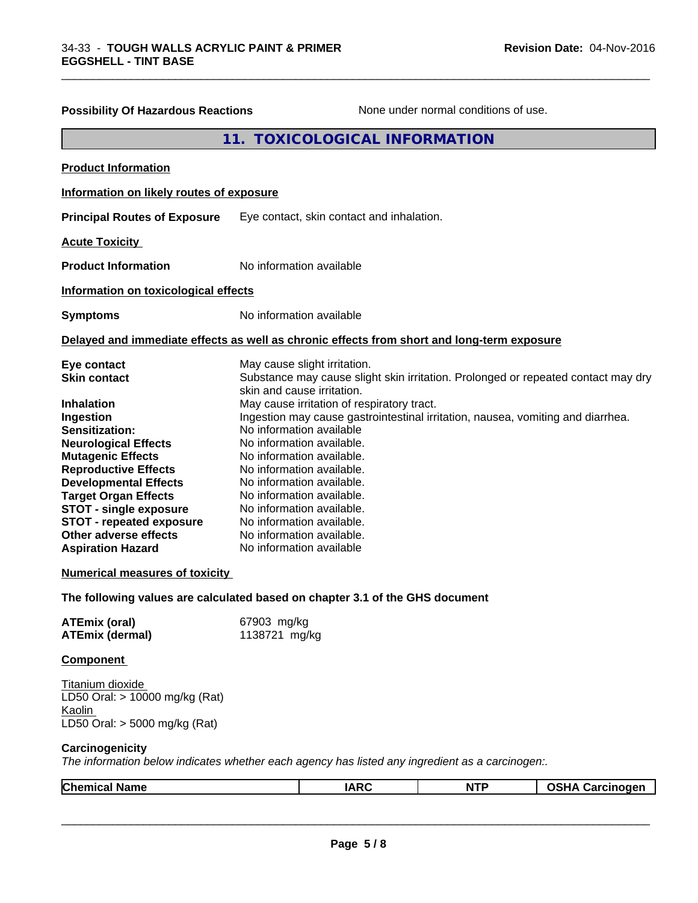**Possibility Of Hazardous Reactions** None under normal conditions of use.

## 11. TOXICOLOGICAL INFORMATION

**Product Information**

**Information on likely routes of exposure**

**Principal Routes of Exposure** Eye contact, skin contact and inhalation.

**Acute Toxicity**

**Product Information** No information available

**Information on toxicological effects**

**Symptoms** No information available

**Delayed and immediate effects as well as chronic effects from short and long-term exposure**

| | |
|---|---|
| **Eye contact** | May cause slight irritation. |
| **Skin contact** | Substance may cause slight skin irritation. Prolonged or repeated contact may dry skin and cause irritation. |
| **Inhalation** | May cause irritation of respiratory tract. |
| **Ingestion** | Ingestion may cause gastrointestinal irritation, nausea, vomiting and diarrhea. |
| **Sensitization:** | No information available |
| **Neurological Effects** | No information available. |
| **Mutagenic Effects** | No information available. |
| **Reproductive Effects** | No information available. |
| **Developmental Effects** | No information available. |
| **Target Organ Effects** | No information available. |
| **STOT - single exposure** | No information available. |
| **STOT - repeated exposure** | No information available. |
| **Other adverse effects** | No information available. |
| **Aspiration Hazard** | No information available |

**Numerical measures of toxicity**

**The following values are calculated based on chapter 3.1 of the GHS document**

**ATEmix (oral)** 67903 mg/kg
**ATEmix (dermal)** 1138721 mg/kg

**Component**

Titanium dioxide
LD50 Oral: > 10000 mg/kg (Rat)
Kaolin
LD50 Oral: > 5000 mg/kg (Rat)

**Carcinogenicity**

*The information below indicates whether each agency has listed any ingredient as a carcinogen:.*

| Chemical Name | IARC | NTP | OSHA Carcinogen |
|---|---|---|---|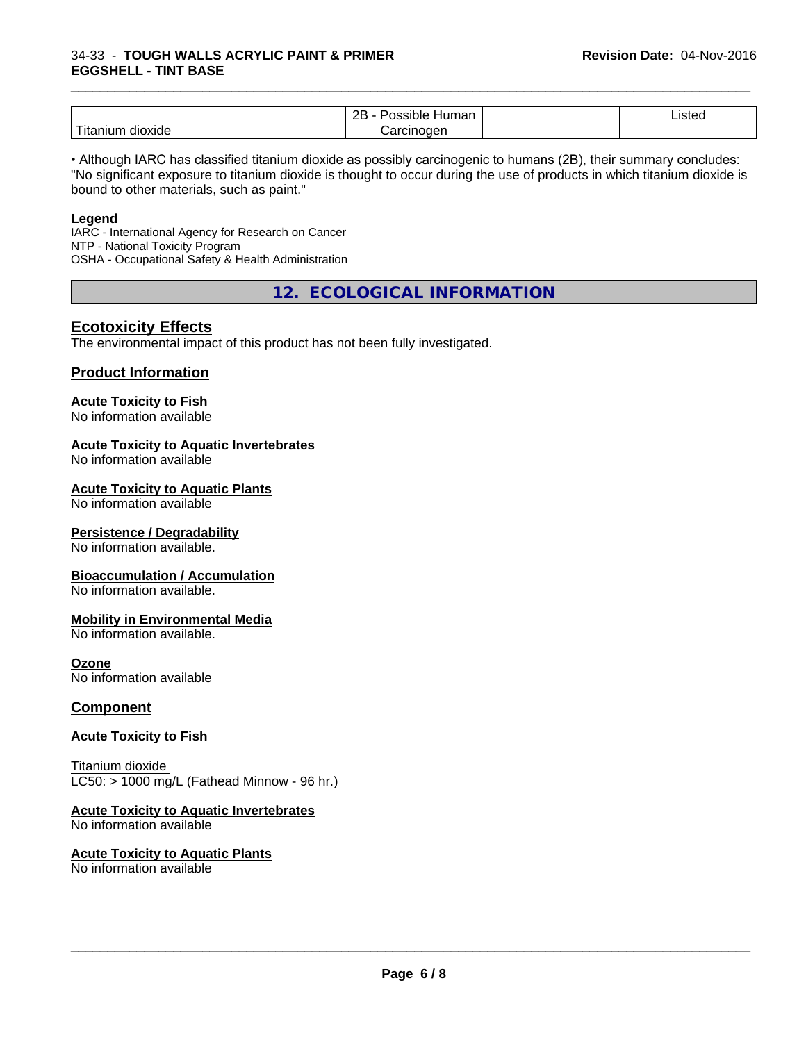| Titanium dioxide | 2B - Possible Human Carcinogen | | Listed |
|---|---|---|---|

• Although IARC has classified titanium dioxide as possibly carcinogenic to humans (2B), their summary concludes: "No significant exposure to titanium dioxide is thought to occur during the use of products in which titanium dioxide is bound to other materials, such as paint."

**Legend**
IARC - International Agency for Research on Cancer
NTP - National Toxicity Program
OSHA - Occupational Safety & Health Administration

## 12. ECOLOGICAL INFORMATION

### Ecotoxicity Effects

The environmental impact of this product has not been fully investigated.

### Product Information

**Acute Toxicity to Fish**
No information available

**Acute Toxicity to Aquatic Invertebrates**
No information available

**Acute Toxicity to Aquatic Plants**
No information available

**Persistence / Degradability**
No information available.

**Bioaccumulation / Accumulation**
No information available.

**Mobility in Environmental Media**
No information available.

**Ozone**
No information available

### Component

**Acute Toxicity to Fish**

Titanium dioxide
LC50: > 1000 mg/L (Fathead Minnow - 96 hr.)

**Acute Toxicity to Aquatic Invertebrates**
No information available

**Acute Toxicity to Aquatic Plants**
No information available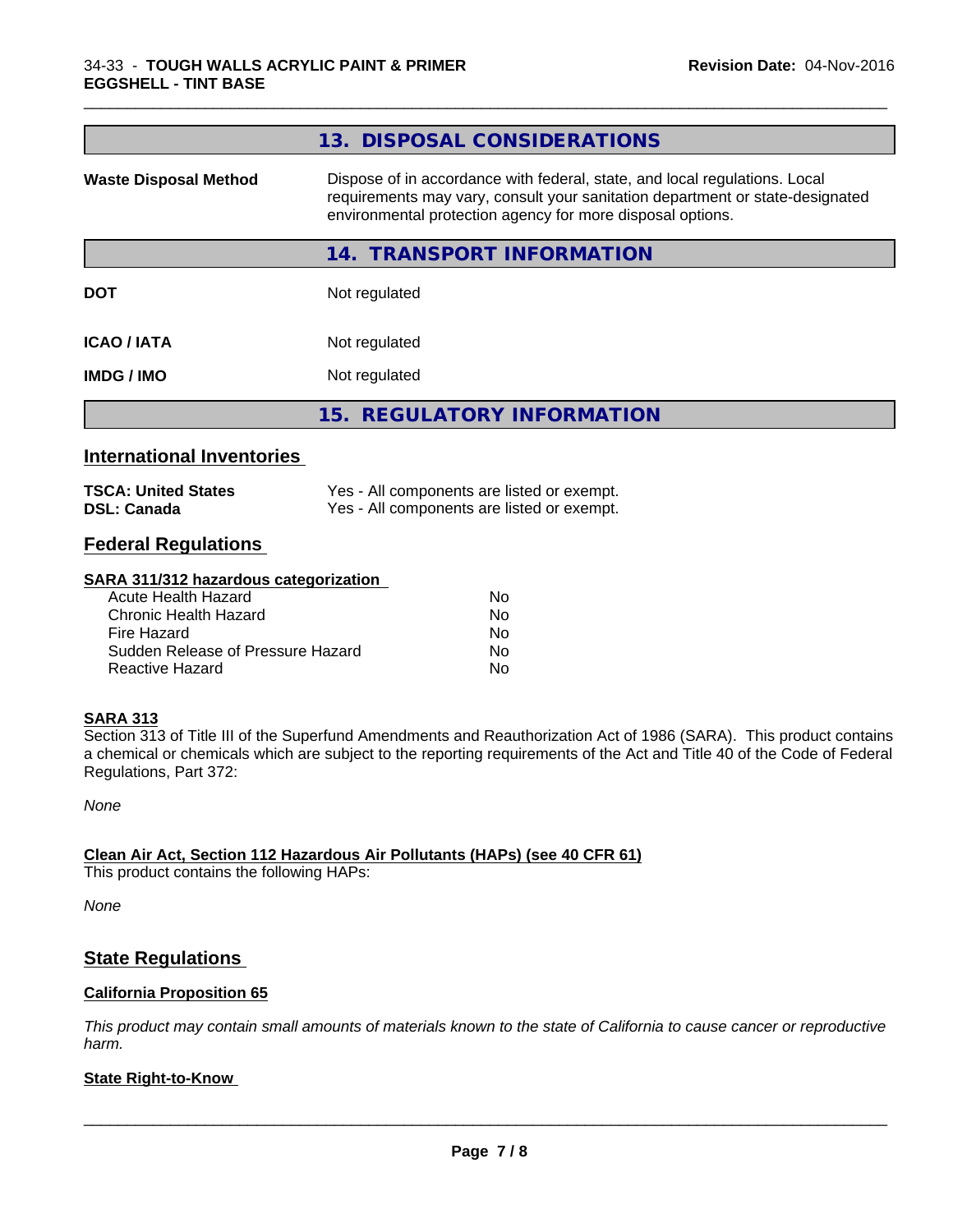## 13. DISPOSAL CONSIDERATIONS

| | |
|---|---|
| **Waste Disposal Method** | Dispose of in accordance with federal, state, and local regulations. Local requirements may vary, consult your sanitation department or state-designated environmental protection agency for more disposal options. |

## 14. TRANSPORT INFORMATION

| | |
|---|---|
| **DOT** | Not regulated |
| **ICAO / IATA** | Not regulated |
| **IMDG / IMO** | Not regulated |

## 15. REGULATORY INFORMATION

### International Inventories

| | |
|---|---|
| **TSCA: United States** | Yes - All components are listed or exempt. |
| **DSL: Canada** | Yes - All components are listed or exempt. |

### Federal Regulations

**SARA 311/312 hazardous categorization**

| | |
|---|---|
| Acute Health Hazard | No |
| Chronic Health Hazard | No |
| Fire Hazard | No |
| Sudden Release of Pressure Hazard | No |
| Reactive Hazard | No |

**SARA 313**

Section 313 of Title III of the Superfund Amendments and Reauthorization Act of 1986 (SARA). This product contains a chemical or chemicals which are subject to the reporting requirements of the Act and Title 40 of the Code of Federal Regulations, Part 372:

*None*

**Clean Air Act, Section 112 Hazardous Air Pollutants (HAPs) (see 40 CFR 61)**

This product contains the following HAPs:

*None*

### State Regulations

**California Proposition 65**

*This product may contain small amounts of materials known to the state of California to cause cancer or reproductive harm.*

**State Right-to-Know**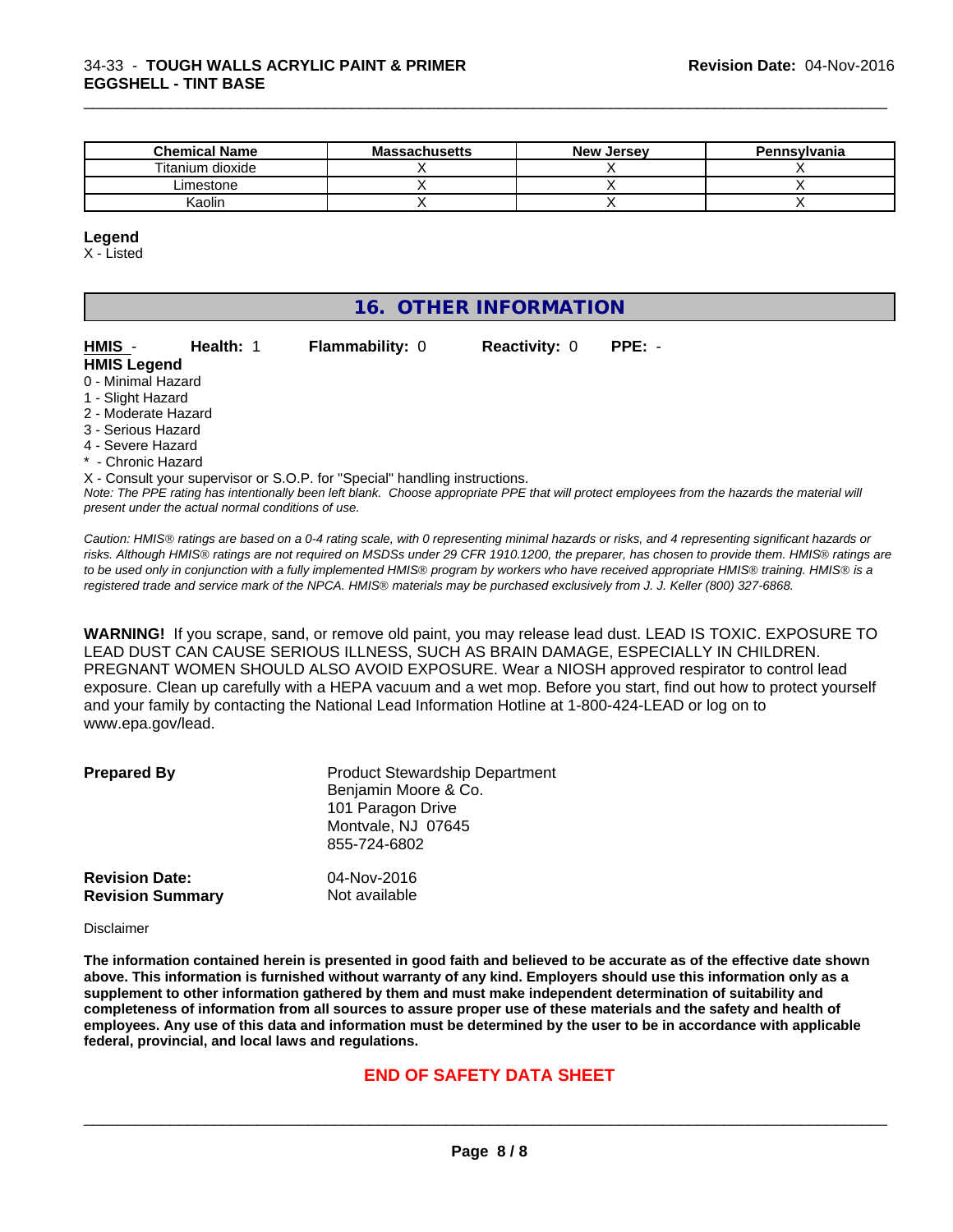| Chemical Name | Massachusetts | New Jersey | Pennsylvania |
| --- | --- | --- | --- |
| Titanium dioxide | X | X | X |
| Limestone | X | X | X |
| Kaolin | X | X | X |

**Legend**

X - Listed

## 16. OTHER INFORMATION

**HMIS** - **Health:** 1 **Flammability:** 0 **Reactivity:** 0 **PPE:** -

**HMIS Legend**

0 - Minimal Hazard
1 - Slight Hazard
2 - Moderate Hazard
3 - Serious Hazard
4 - Severe Hazard
* - Chronic Hazard
X - Consult your supervisor or S.O.P. for "Special" handling instructions.

*Note: The PPE rating has intentionally been left blank. Choose appropriate PPE that will protect employees from the hazards the material will present under the actual normal conditions of use.*

*Caution: HMIS® ratings are based on a 0-4 rating scale, with 0 representing minimal hazards or risks, and 4 representing significant hazards or risks. Although HMIS® ratings are not required on MSDSs under 29 CFR 1910.1200, the preparer, has chosen to provide them. HMIS® ratings are to be used only in conjunction with a fully implemented HMIS® program by workers who have received appropriate HMIS® training. HMIS® is a registered trade and service mark of the NPCA. HMIS® materials may be purchased exclusively from J. J. Keller (800) 327-6868.*

**WARNING!** If you scrape, sand, or remove old paint, you may release lead dust. LEAD IS TOXIC. EXPOSURE TO LEAD DUST CAN CAUSE SERIOUS ILLNESS, SUCH AS BRAIN DAMAGE, ESPECIALLY IN CHILDREN. PREGNANT WOMEN SHOULD ALSO AVOID EXPOSURE. Wear a NIOSH approved respirator to control lead exposure. Clean up carefully with a HEPA vacuum and a wet mop. Before you start, find out how to protect yourself and your family by contacting the National Lead Information Hotline at 1-800-424-LEAD or log on to www.epa.gov/lead.

**Prepared By**
Product Stewardship Department
Benjamin Moore & Co.
101 Paragon Drive
Montvale, NJ 07645
855-724-6802

**Revision Date:** 04-Nov-2016
**Revision Summary** Not available

Disclaimer

**The information contained herein is presented in good faith and believed to be accurate as of the effective date shown above. This information is furnished without warranty of any kind. Employers should use this information only as a supplement to other information gathered by them and must make independent determination of suitability and completeness of information from all sources to assure proper use of these materials and the safety and health of employees. Any use of this data and information must be determined by the user to be in accordance with applicable federal, provincial, and local laws and regulations.**

**END OF SAFETY DATA SHEET**